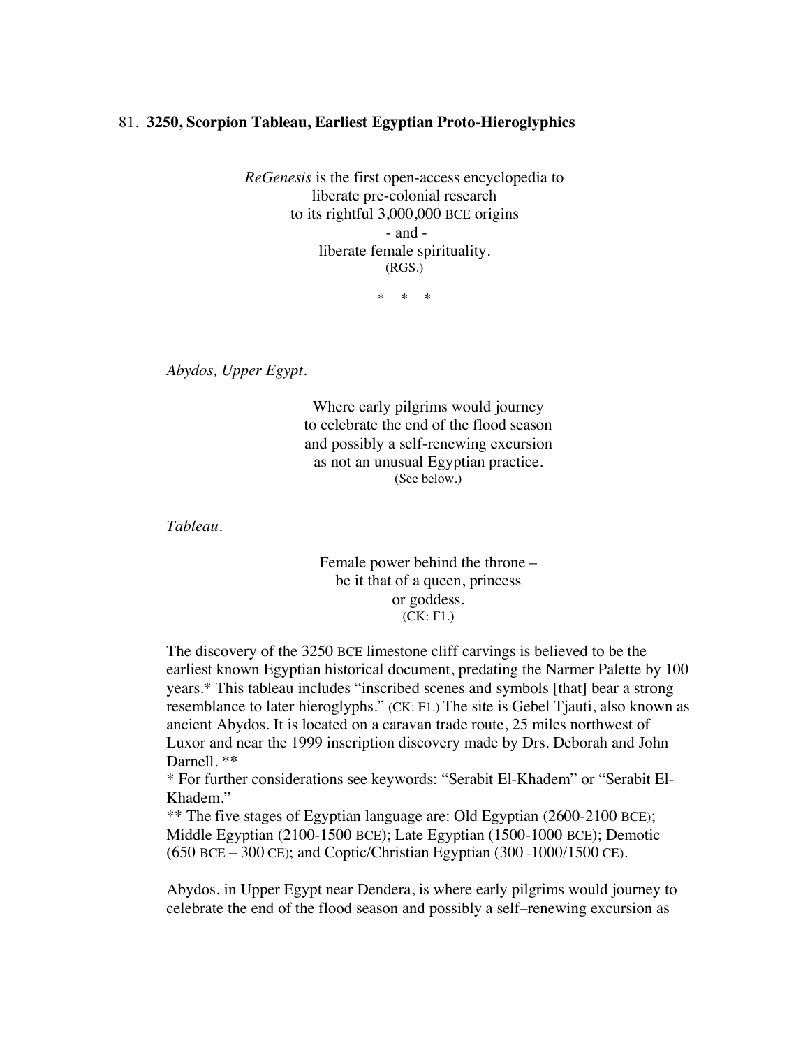81. **3250, Scorpion Tableau, Earliest Egyptian Proto-Hieroglyphics**

*ReGenesis* is the first open-access encyclopedia to
liberate pre-colonial research
to its rightful 3,000,000 BCE origins
\- and -
liberate female spirituality.
(RGS.)

\* \* \*

*Abydos, Upper Egypt.*

Where early pilgrims would journey
to celebrate the end of the flood season
and possibly a self-renewing excursion
as not an unusual Egyptian practice.
(See below.)

*Tableau.*

Female power behind the throne –
be it that of a queen, princess
or goddess.
(CK: F1.)

The discovery of the 3250 BCE limestone cliff carvings is believed to be the earliest known Egyptian historical document, predating the Narmer Palette by 100 years.* This tableau includes "inscribed scenes and symbols [that] bear a strong resemblance to later hieroglyphs." (CK: F1.) The site is Gebel Tjauti, also known as ancient Abydos. It is located on a caravan trade route, 25 miles northwest of Luxor and near the 1999 inscription discovery made by Drs. Deborah and John Darnell. **

\* For further considerations see keywords: "Serabit El-Khadem" or "Serabit El-Khadem."

\*\* The five stages of Egyptian language are: Old Egyptian (2600-2100 BCE); Middle Egyptian (2100-1500 BCE); Late Egyptian (1500-1000 BCE); Demotic (650 BCE – 300 CE); and Coptic/Christian Egyptian (300 -1000/1500 CE).

Abydos, in Upper Egypt near Dendera, is where early pilgrims would journey to celebrate the end of the flood season and possibly a self–renewing excursion as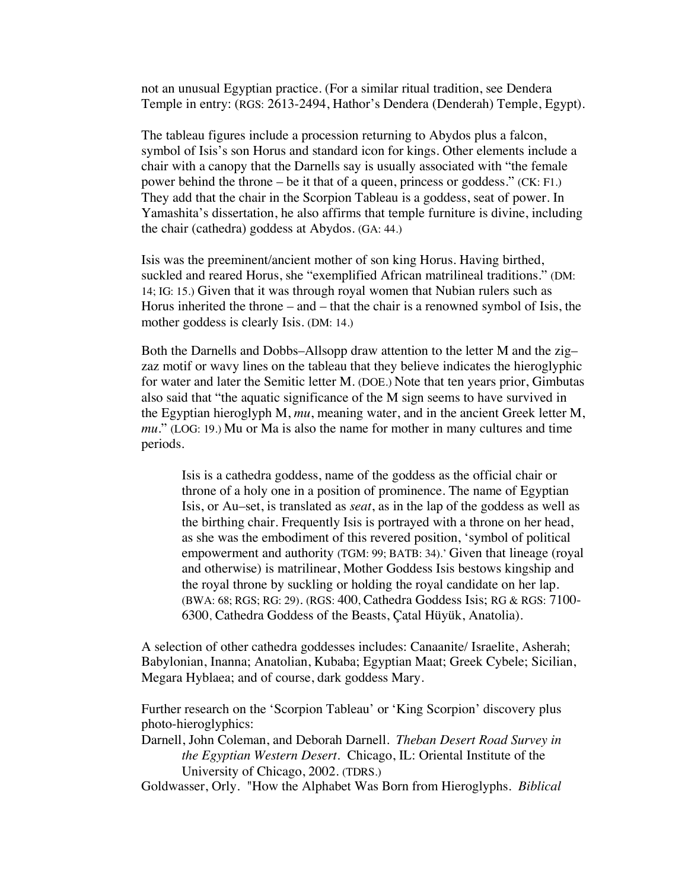not an unusual Egyptian practice. (For a similar ritual tradition, see Dendera Temple in entry: (RGS: 2613-2494, Hathor's Dendera (Denderah) Temple, Egypt).

The tableau figures include a procession returning to Abydos plus a falcon, symbol of Isis's son Horus and standard icon for kings. Other elements include a chair with a canopy that the Darnells say is usually associated with "the female power behind the throne – be it that of a queen, princess or goddess." (CK: F1.) They add that the chair in the Scorpion Tableau is a goddess, seat of power. In Yamashita's dissertation, he also affirms that temple furniture is divine, including the chair (cathedra) goddess at Abydos. (GA: 44.)

Isis was the preeminent/ancient mother of son king Horus. Having birthed, suckled and reared Horus, she "exemplified African matrilineal traditions." (DM: 14; IG: 15.) Given that it was through royal women that Nubian rulers such as Horus inherited the throne – and – that the chair is a renowned symbol of Isis, the mother goddess is clearly Isis. (DM: 14.)

Both the Darnells and Dobbs–Allsopp draw attention to the letter M and the zig–zaz motif or wavy lines on the tableau that they believe indicates the hieroglyphic for water and later the Semitic letter M. (DOE.) Note that ten years prior, Gimbutas also said that "the aquatic significance of the M sign seems to have survived in the Egyptian hieroglyph M, *mu*, meaning water, and in the ancient Greek letter M, *mu*." (LOG: 19.) Mu or Ma is also the name for mother in many cultures and time periods.

> Isis is a cathedra goddess, name of the goddess as the official chair or throne of a holy one in a position of prominence. The name of Egyptian Isis, or Au–set, is translated as *seat*, as in the lap of the goddess as well as the birthing chair. Frequently Isis is portrayed with a throne on her head, as she was the embodiment of this revered position, 'symbol of political empowerment and authority (TGM: 99; BATB: 34).' Given that lineage (royal and otherwise) is matrilinear, Mother Goddess Isis bestows kingship and the royal throne by suckling or holding the royal candidate on her lap. (BWA: 68; RGS; RG: 29). (RGS: 400, Cathedra Goddess Isis; RG & RGS: 7100-6300, Cathedra Goddess of the Beasts, Çatal Hüyük, Anatolia).

A selection of other cathedra goddesses includes: Canaanite/ Israelite, Asherah; Babylonian, Inanna; Anatolian, Kubaba; Egyptian Maat; Greek Cybele; Sicilian, Megara Hyblaea; and of course, dark goddess Mary.

Further research on the 'Scorpion Tableau' or 'King Scorpion' discovery plus photo-hieroglyphics:

Darnell, John Coleman, and Deborah Darnell. *Theban Desert Road Survey in the Egyptian Western Desert*. Chicago, IL: Oriental Institute of the University of Chicago, 2002. (TDRS.)

Goldwasser, Orly. "How the Alphabet Was Born from Hieroglyphs. *Biblical*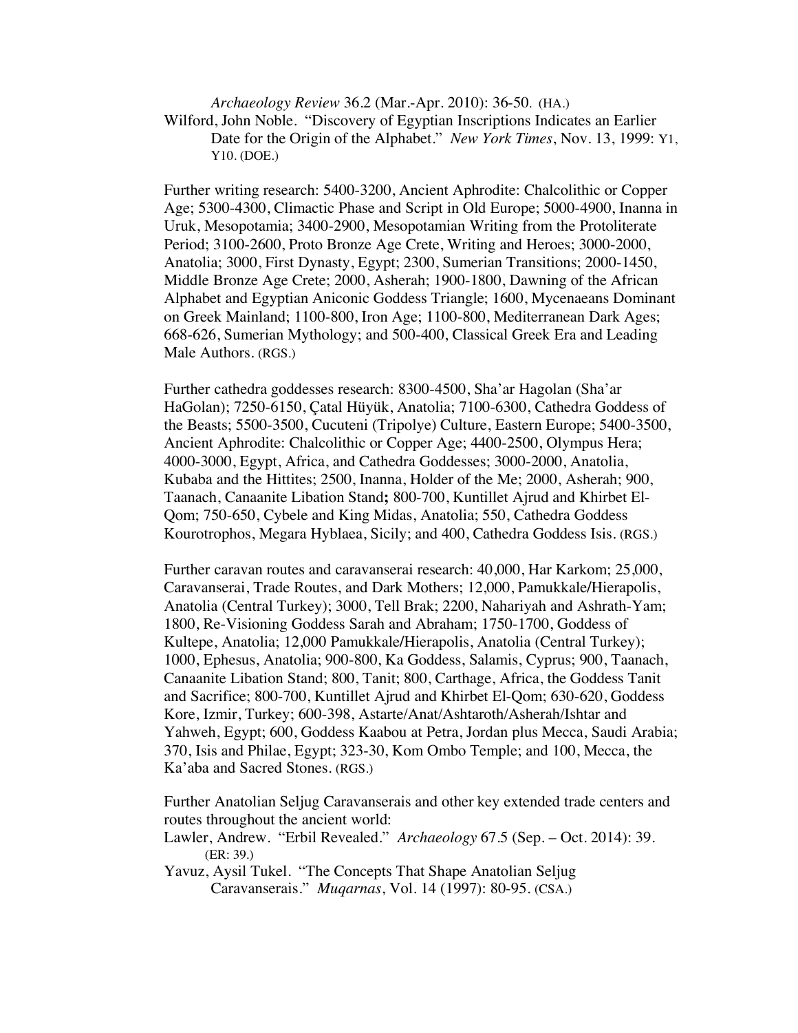*Archaeology Review* 36.2 (Mar.-Apr. 2010): 36-50. (HA.)

Wilford, John Noble. "Discovery of Egyptian Inscriptions Indicates an Earlier Date for the Origin of the Alphabet." *New York Times*, Nov. 13, 1999: Y1, Y10. (DOE.)

Further writing research: 5400-3200, Ancient Aphrodite: Chalcolithic or Copper Age; 5300-4300, Climactic Phase and Script in Old Europe; 5000-4900, Inanna in Uruk, Mesopotamia; 3400-2900, Mesopotamian Writing from the Protoliterate Period; 3100-2600, Proto Bronze Age Crete, Writing and Heroes; 3000-2000, Anatolia; 3000, First Dynasty, Egypt; 2300, Sumerian Transitions; 2000-1450, Middle Bronze Age Crete; 2000, Asherah; 1900-1800, Dawning of the African Alphabet and Egyptian Aniconic Goddess Triangle; 1600, Mycenaeans Dominant on Greek Mainland; 1100-800, Iron Age; 1100-800, Mediterranean Dark Ages; 668-626, Sumerian Mythology; and 500-400, Classical Greek Era and Leading Male Authors. (RGS.)

Further cathedra goddesses research: 8300-4500, Sha'ar Hagolan (Sha'ar HaGolan); 7250-6150, Çatal Hüyük, Anatolia; 7100-6300, Cathedra Goddess of the Beasts; 5500-3500, Cucuteni (Tripolye) Culture, Eastern Europe; 5400-3500, Ancient Aphrodite: Chalcolithic or Copper Age; 4400-2500, Olympus Hera; 4000-3000, Egypt, Africa, and Cathedra Goddesses; 3000-2000, Anatolia, Kubaba and the Hittites; 2500, Inanna, Holder of the Me; 2000, Asherah; 900, Taanach, Canaanite Libation Stand**;** 800-700, Kuntillet Ajrud and Khirbet El-Qom; 750-650, Cybele and King Midas, Anatolia; 550, Cathedra Goddess Kourotrophos, Megara Hyblaea, Sicily; and 400, Cathedra Goddess Isis. (RGS.)

Further caravan routes and caravanserai research: 40,000, Har Karkom; 25,000, Caravanserai, Trade Routes, and Dark Mothers; 12,000, Pamukkale/Hierapolis, Anatolia (Central Turkey); 3000, Tell Brak; 2200, Nahariyah and Ashrath-Yam; 1800, Re-Visioning Goddess Sarah and Abraham; 1750-1700, Goddess of Kultepe, Anatolia; 12,000 Pamukkale/Hierapolis, Anatolia (Central Turkey); 1000, Ephesus, Anatolia; 900-800, Ka Goddess, Salamis, Cyprus; 900, Taanach, Canaanite Libation Stand; 800, Tanit; 800, Carthage, Africa, the Goddess Tanit and Sacrifice; 800-700, Kuntillet Ajrud and Khirbet El-Qom; 630-620, Goddess Kore, Izmir, Turkey; 600-398, Astarte/Anat/Ashtaroth/Asherah/Ishtar and Yahweh, Egypt; 600, Goddess Kaabou at Petra, Jordan plus Mecca, Saudi Arabia; 370, Isis and Philae, Egypt; 323-30, Kom Ombo Temple; and 100, Mecca, the Ka'aba and Sacred Stones. (RGS.)

Further Anatolian Seljug Caravanserais and other key extended trade centers and routes throughout the ancient world:

Lawler, Andrew. "Erbil Revealed." *Archaeology* 67.5 (Sep. – Oct. 2014): 39. (ER: 39.)

Yavuz, Aysil Tukel. "The Concepts That Shape Anatolian Seljug Caravanserais." *Muqarnas*, Vol. 14 (1997): 80-95. (CSA.)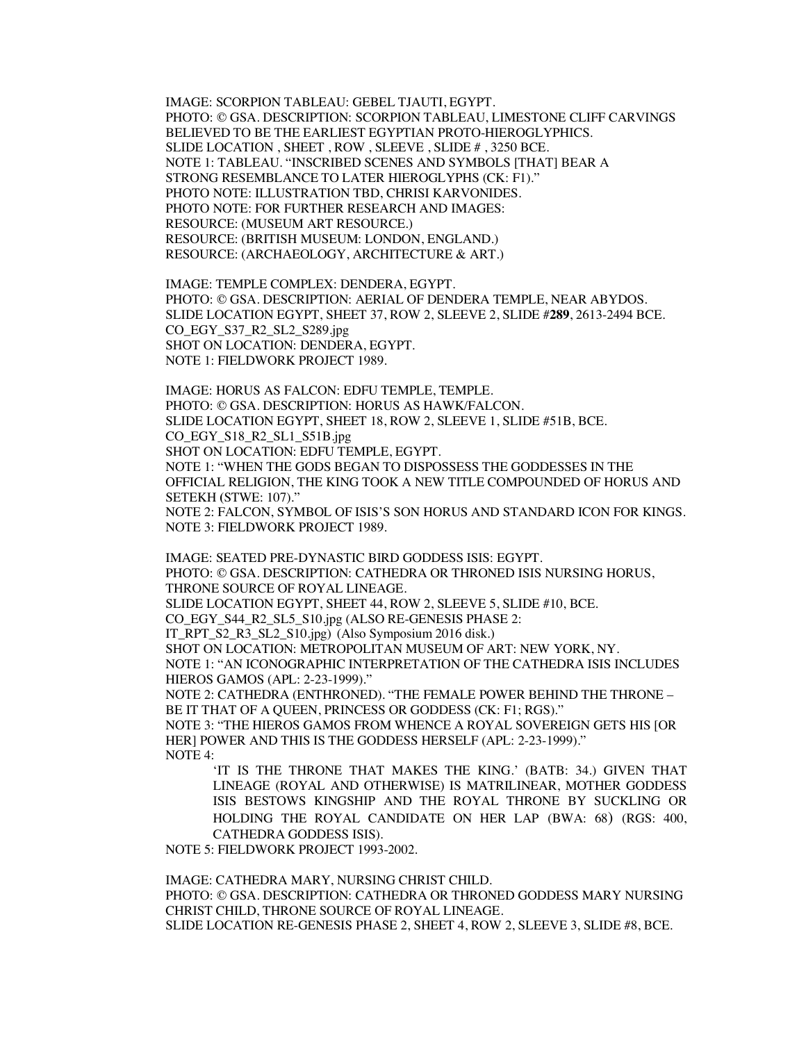IMAGE: SCORPION TABLEAU: GEBEL TJAUTI, EGYPT.
PHOTO: © GSA. DESCRIPTION: SCORPION TABLEAU, LIMESTONE CLIFF CARVINGS BELIEVED TO BE THE EARLIEST EGYPTIAN PROTO-HIEROGLYPHICS.
SLIDE LOCATION , SHEET , ROW , SLEEVE , SLIDE # , 3250 BCE.
NOTE 1: TABLEAU. "INSCRIBED SCENES AND SYMBOLS [THAT] BEAR A STRONG RESEMBLANCE TO LATER HIEROGLYPHS (CK: F1)."
PHOTO NOTE: ILLUSTRATION TBD, CHRISI KARVONIDES.
PHOTO NOTE: FOR FURTHER RESEARCH AND IMAGES:
RESOURCE: (MUSEUM ART RESOURCE.)
RESOURCE: (BRITISH MUSEUM: LONDON, ENGLAND.)
RESOURCE: (ARCHAEOLOGY, ARCHITECTURE & ART.)

IMAGE: TEMPLE COMPLEX: DENDERA, EGYPT.
PHOTO: © GSA. DESCRIPTION: AERIAL OF DENDERA TEMPLE, NEAR ABYDOS.
SLIDE LOCATION EGYPT, SHEET 37, ROW 2, SLEEVE 2, SLIDE #**289**, 2613-2494 BCE.
CO_EGY_S37_R2_SL2_S289.jpg
SHOT ON LOCATION: DENDERA, EGYPT.
NOTE 1: FIELDWORK PROJECT 1989.

IMAGE: HORUS AS FALCON: EDFU TEMPLE, TEMPLE.
PHOTO: © GSA. DESCRIPTION: HORUS AS HAWK/FALCON.
SLIDE LOCATION EGYPT, SHEET 18, ROW 2, SLEEVE 1, SLIDE #51B, BCE.
CO_EGY_S18_R2_SL1_S51B.jpg
SHOT ON LOCATION: EDFU TEMPLE, EGYPT.
NOTE 1: "WHEN THE GODS BEGAN TO DISPOSSESS THE GODDESSES IN THE OFFICIAL RELIGION, THE KING TOOK A NEW TITLE COMPOUNDED OF HORUS AND SETEKH (STWE: 107)."
NOTE 2: FALCON, SYMBOL OF ISIS'S SON HORUS AND STANDARD ICON FOR KINGS.
NOTE 3: FIELDWORK PROJECT 1989.

IMAGE: SEATED PRE-DYNASTIC BIRD GODDESS ISIS: EGYPT.
PHOTO: © GSA. DESCRIPTION: CATHEDRA OR THRONED ISIS NURSING HORUS, THRONE SOURCE OF ROYAL LINEAGE.
SLIDE LOCATION EGYPT, SHEET 44, ROW 2, SLEEVE 5, SLIDE #10, BCE.
CO_EGY_S44_R2_SL5_S10.jpg (ALSO RE-GENESIS PHASE 2: IT_RPT_S2_R3_SL2_S10.jpg) (Also Symposium 2016 disk.)
SHOT ON LOCATION: METROPOLITAN MUSEUM OF ART: NEW YORK, NY.
NOTE 1: "AN ICONOGRAPHIC INTERPRETATION OF THE CATHEDRA ISIS INCLUDES HIEROS GAMOS (APL: 2-23-1999)."
NOTE 2: CATHEDRA (ENTHRONED). "THE FEMALE POWER BEHIND THE THRONE – BE IT THAT OF A QUEEN, PRINCESS OR GODDESS (CK: F1; RGS)."
NOTE 3: "THE HIEROS GAMOS FROM WHENCE A ROYAL SOVEREIGN GETS HIS [OR HER] POWER AND THIS IS THE GODDESS HERSELF (APL: 2-23-1999)."
NOTE 4:

> 'IT IS THE THRONE THAT MAKES THE KING.' (BATB: 34.) GIVEN THAT LINEAGE (ROYAL AND OTHERWISE) IS MATRILINEAR, MOTHER GODDESS ISIS BESTOWS KINGSHIP AND THE ROYAL THRONE BY SUCKLING OR HOLDING THE ROYAL CANDIDATE ON HER LAP (BWA: 68) (RGS: 400, CATHEDRA GODDESS ISIS).

NOTE 5: FIELDWORK PROJECT 1993-2002.

IMAGE: CATHEDRA MARY, NURSING CHRIST CHILD.
PHOTO: © GSA. DESCRIPTION: CATHEDRA OR THRONED GODDESS MARY NURSING CHRIST CHILD, THRONE SOURCE OF ROYAL LINEAGE.
SLIDE LOCATION RE-GENESIS PHASE 2, SHEET 4, ROW 2, SLEEVE 3, SLIDE #8, BCE.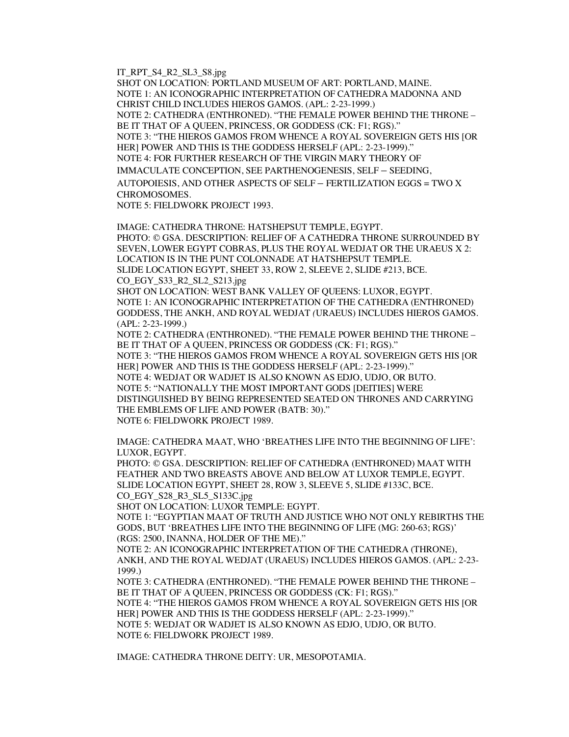IT_RPT_S4_R2_SL3_S8.jpg
SHOT ON LOCATION: PORTLAND MUSEUM OF ART: PORTLAND, MAINE.
NOTE 1: AN ICONOGRAPHIC INTERPRETATION OF CATHEDRA MADONNA AND CHRIST CHILD INCLUDES HIEROS GAMOS. (APL: 2-23-1999.)
NOTE 2: CATHEDRA (ENTHRONED). "THE FEMALE POWER BEHIND THE THRONE – BE IT THAT OF A QUEEN, PRINCESS, OR GODDESS (CK: F1; RGS)."
NOTE 3: "THE HIEROS GAMOS FROM WHENCE A ROYAL SOVEREIGN GETS HIS [OR HER] POWER AND THIS IS THE GODDESS HERSELF (APL: 2-23-1999)."
NOTE 4: FOR FURTHER RESEARCH OF THE VIRGIN MARY THEORY OF IMMACULATE CONCEPTION, SEE PARTHENOGENESIS, SELF – SEEDING, AUTOPOIESIS, AND OTHER ASPECTS OF SELF – FERTILIZATION EGGS = TWO X CHROMOSOMES.
NOTE 5: FIELDWORK PROJECT 1993.

IMAGE: CATHEDRA THRONE: HATSHEPSUT TEMPLE, EGYPT.
PHOTO: © GSA. DESCRIPTION: RELIEF OF A CATHEDRA THRONE SURROUNDED BY SEVEN, LOWER EGYPT COBRAS, PLUS THE ROYAL WEDJAT OR THE URAEUS X 2: LOCATION IS IN THE PUNT COLONNADE AT HATSHEPSUT TEMPLE.
SLIDE LOCATION EGYPT, SHEET 33, ROW 2, SLEEVE 2, SLIDE #213, BCE.
CO_EGY_S33_R2_SL2_S213.jpg
SHOT ON LOCATION: WEST BANK VALLEY OF QUEENS: LUXOR, EGYPT.
NOTE 1: AN ICONOGRAPHIC INTERPRETATION OF THE CATHEDRA (ENTHRONED) GODDESS, THE ANKH, AND ROYAL WEDJAT (URAEUS) INCLUDES HIEROS GAMOS. (APL: 2-23-1999.)
NOTE 2: CATHEDRA (ENTHRONED). "THE FEMALE POWER BEHIND THE THRONE – BE IT THAT OF A QUEEN, PRINCESS OR GODDESS (CK: F1; RGS)."
NOTE 3: "THE HIEROS GAMOS FROM WHENCE A ROYAL SOVEREIGN GETS HIS [OR HER] POWER AND THIS IS THE GODDESS HERSELF (APL: 2-23-1999)."
NOTE 4: WEDJAT OR WADJET IS ALSO KNOWN AS EDJO, UDJO, OR BUTO.
NOTE 5: "NATIONALLY THE MOST IMPORTANT GODS [DEITIES] WERE DISTINGUISHED BY BEING REPRESENTED SEATED ON THRONES AND CARRYING THE EMBLEMS OF LIFE AND POWER (BATB: 30)."
NOTE 6: FIELDWORK PROJECT 1989.

IMAGE: CATHEDRA MAAT, WHO 'BREATHES LIFE INTO THE BEGINNING OF LIFE': LUXOR, EGYPT.
PHOTO: © GSA. DESCRIPTION: RELIEF OF CATHEDRA (ENTHRONED) MAAT WITH FEATHER AND TWO BREASTS ABOVE AND BELOW AT LUXOR TEMPLE, EGYPT.
SLIDE LOCATION EGYPT, SHEET 28, ROW 3, SLEEVE 5, SLIDE #133C, BCE.
CO_EGY_S28_R3_SL5_S133C.jpg
SHOT ON LOCATION: LUXOR TEMPLE: EGYPT.
NOTE 1: "EGYPTIAN MAAT OF TRUTH AND JUSTICE WHO NOT ONLY REBIRTHS THE GODS, BUT 'BREATHES LIFE INTO THE BEGINNING OF LIFE (MG: 260-63; RGS)' (RGS: 2500, INANNA, HOLDER OF THE ME)."
NOTE 2: AN ICONOGRAPHIC INTERPRETATION OF THE CATHEDRA (THRONE), ANKH, AND THE ROYAL WEDJAT (URAEUS) INCLUDES HIEROS GAMOS. (APL: 2-23-1999.)
NOTE 3: CATHEDRA (ENTHRONED). "THE FEMALE POWER BEHIND THE THRONE – BE IT THAT OF A QUEEN, PRINCESS OR GODDESS (CK: F1; RGS)."
NOTE 4: "THE HIEROS GAMOS FROM WHENCE A ROYAL SOVEREIGN GETS HIS [OR HER] POWER AND THIS IS THE GODDESS HERSELF (APL: 2-23-1999)."
NOTE 5: WEDJAT OR WADJET IS ALSO KNOWN AS EDJO, UDJO, OR BUTO.
NOTE 6: FIELDWORK PROJECT 1989.

IMAGE: CATHEDRA THRONE DEITY: UR, MESOPOTAMIA.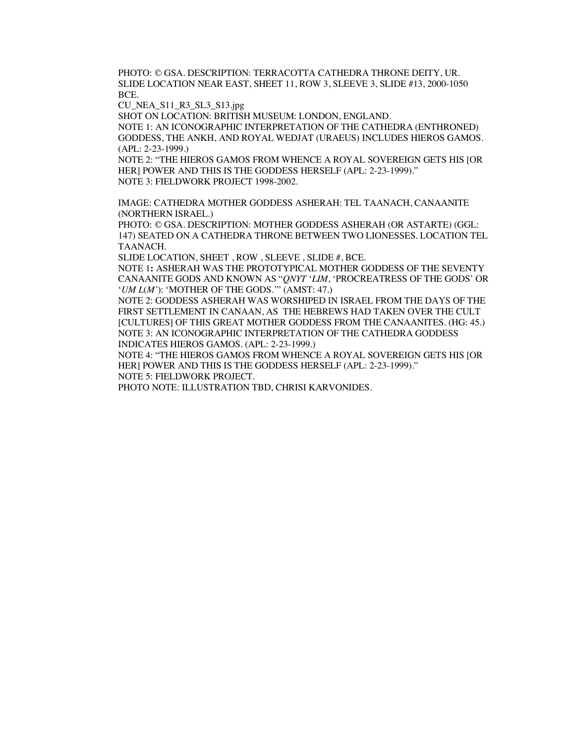PHOTO: © GSA. DESCRIPTION: TERRACOTTA CATHEDRA THRONE DEITY, UR. SLIDE LOCATION NEAR EAST, SHEET 11, ROW 3, SLEEVE 3, SLIDE #13, 2000-1050 BCE.

CU_NEA_S11_R3_SL3_S13.jpg

SHOT ON LOCATION: BRITISH MUSEUM: LONDON, ENGLAND.

NOTE 1: AN ICONOGRAPHIC INTERPRETATION OF THE CATHEDRA (ENTHRONED) GODDESS, THE ANKH, AND ROYAL WEDJAT (URAEUS) INCLUDES HIEROS GAMOS. (APL: 2-23-1999.)

NOTE 2: "THE HIEROS GAMOS FROM WHENCE A ROYAL SOVEREIGN GETS HIS [OR HER] POWER AND THIS IS THE GODDESS HERSELF (APL: 2-23-1999)."

NOTE 3: FIELDWORK PROJECT 1998-2002.

IMAGE: CATHEDRA MOTHER GODDESS ASHERAH: TEL TAANACH, CANAANITE (NORTHERN ISRAEL.)

PHOTO: © GSA. DESCRIPTION: MOTHER GODDESS ASHERAH (OR ASTARTE) (GGL: 147) SEATED ON A CATHEDRA THRONE BETWEEN TWO LIONESSES. LOCATION TEL TAANACH.

SLIDE LOCATION, SHEET , ROW , SLEEVE , SLIDE #, BCE.

NOTE 1**:** ASHERAH WAS THE PROTOTYPICAL MOTHER GODDESS OF THE SEVENTY CANAANITE GODS AND KNOWN AS "*QNYT* '*LIM*, 'PROCREATRESS OF THE GODS' OR '*UM L*(*M'*): 'MOTHER OF THE GODS.'" (AMST: 47.)

NOTE 2: GODDESS ASHERAH WAS WORSHIPED IN ISRAEL FROM THE DAYS OF THE FIRST SETTLEMENT IN CANAAN, AS THE HEBREWS HAD TAKEN OVER THE CULT [CULTURES] OF THIS GREAT MOTHER GODDESS FROM THE CANAANITES. (HG: 45.)

NOTE 3: AN ICONOGRAPHIC INTERPRETATION OF THE CATHEDRA GODDESS INDICATES HIEROS GAMOS. (APL: 2-23-1999.)

NOTE 4: "THE HIEROS GAMOS FROM WHENCE A ROYAL SOVEREIGN GETS HIS [OR HER] POWER AND THIS IS THE GODDESS HERSELF (APL: 2-23-1999)."

NOTE 5: FIELDWORK PROJECT.

PHOTO NOTE: ILLUSTRATION TBD, CHRISI KARVONIDES.